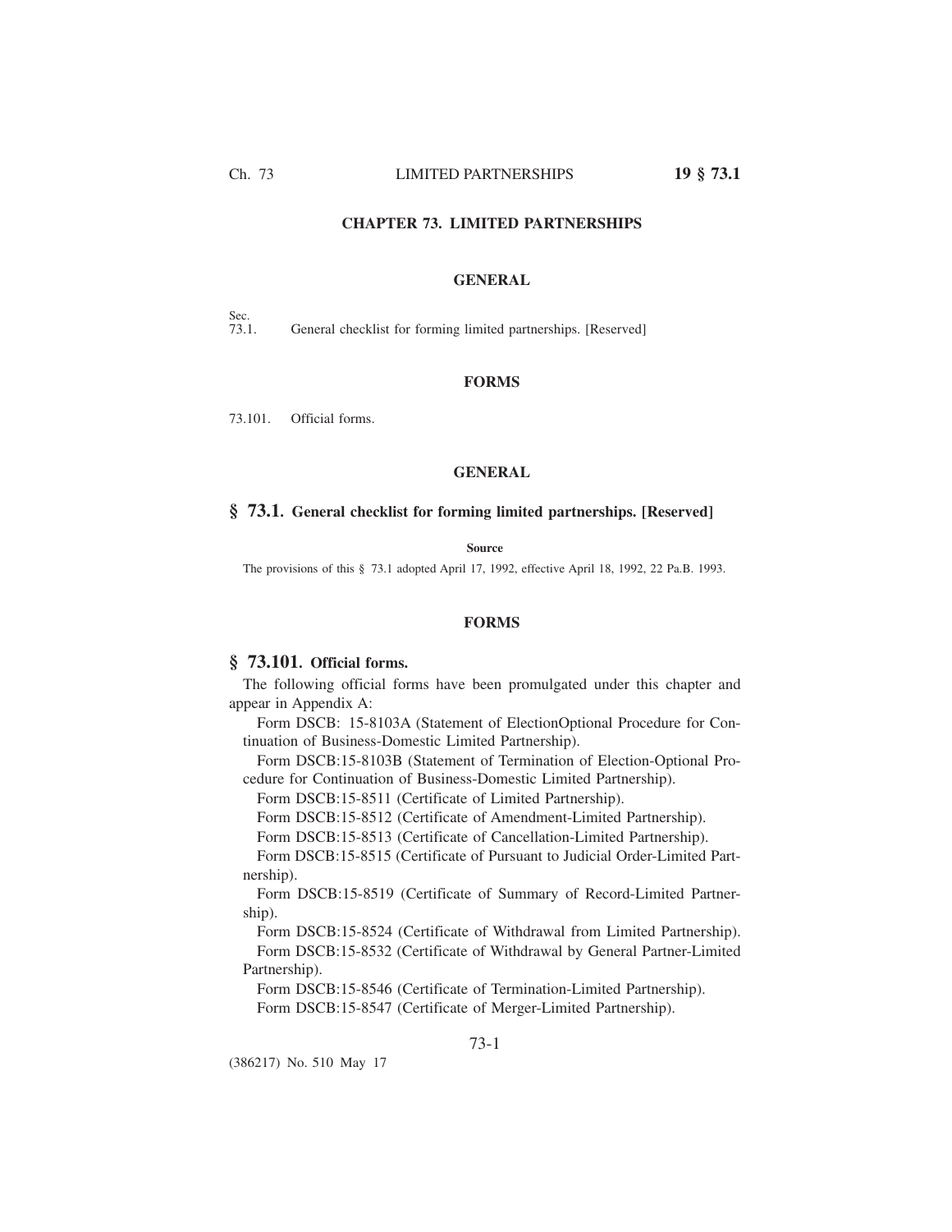# CHAPTER 73. LIMITED PARTNERSHIPS

## GENERAL

Sec.
73.1. General checklist for forming limited partnerships. [Reserved]

## FORMS

73.101. Official forms.

## GENERAL

### § 73.1. General checklist for forming limited partnerships. [Reserved]

**Source**

The provisions of this § 73.1 adopted April 17, 1992, effective April 18, 1992, 22 Pa.B. 1993.

## FORMS

### § 73.101. Official forms.

The following official forms have been promulgated under this chapter and appear in Appendix A:

Form DSCB: 15-8103A (Statement of ElectionOptional Procedure for Continuation of Business-Domestic Limited Partnership).

Form DSCB:15-8103B (Statement of Termination of Election-Optional Procedure for Continuation of Business-Domestic Limited Partnership).

Form DSCB:15-8511 (Certificate of Limited Partnership).

Form DSCB:15-8512 (Certificate of Amendment-Limited Partnership).

Form DSCB:15-8513 (Certificate of Cancellation-Limited Partnership).

Form DSCB:15-8515 (Certificate of Pursuant to Judicial Order-Limited Partnership).

Form DSCB:15-8519 (Certificate of Summary of Record-Limited Partnership).

Form DSCB:15-8524 (Certificate of Withdrawal from Limited Partnership).

Form DSCB:15-8532 (Certificate of Withdrawal by General Partner-Limited Partnership).

Form DSCB:15-8546 (Certificate of Termination-Limited Partnership).

Form DSCB:15-8547 (Certificate of Merger-Limited Partnership).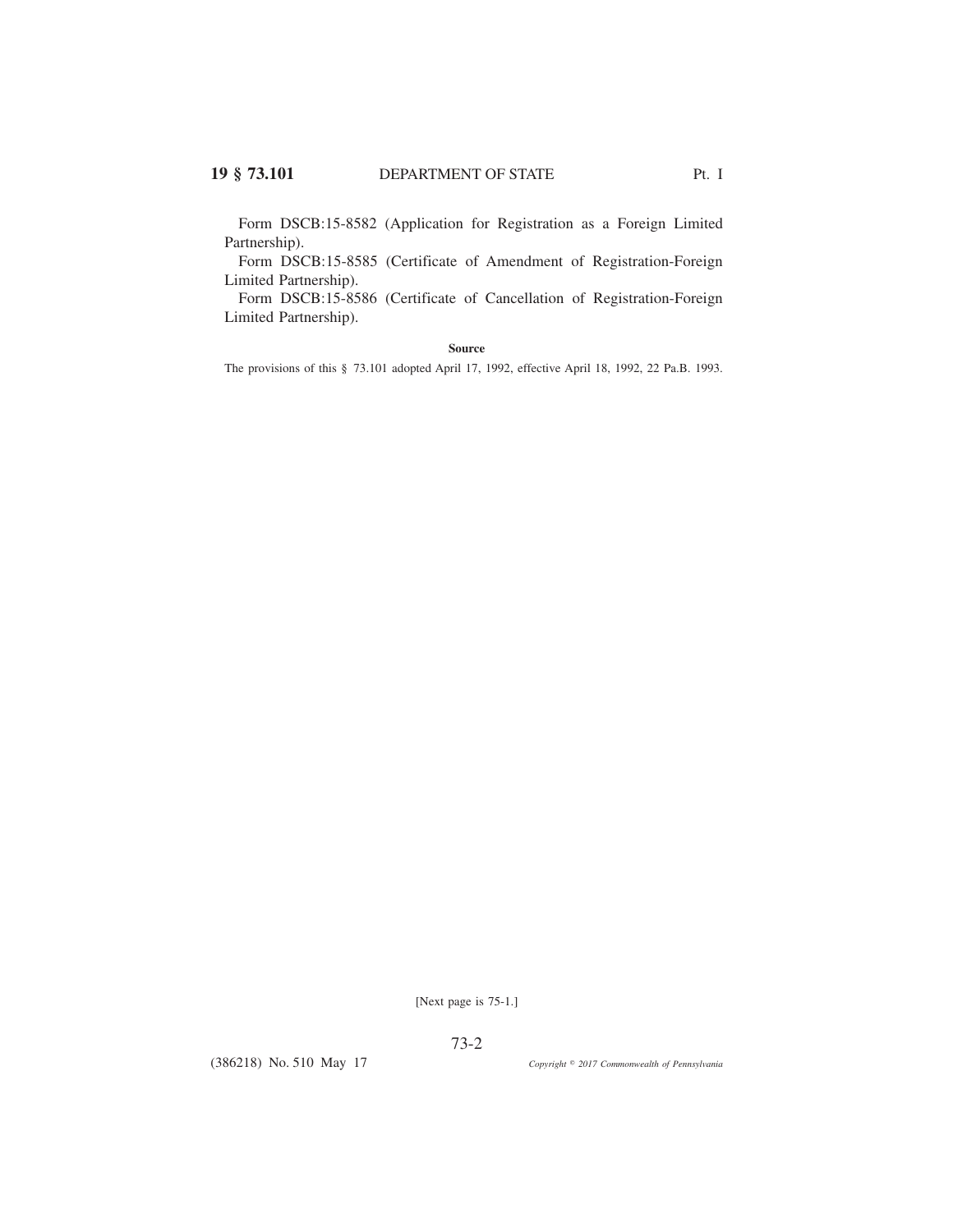Form DSCB:15-8582 (Application for Registration as a Foreign Limited Partnership).

Form DSCB:15-8585 (Certificate of Amendment of Registration-Foreign Limited Partnership).

Form DSCB:15-8586 (Certificate of Cancellation of Registration-Foreign Limited Partnership).

**Source**

The provisions of this § 73.101 adopted April 17, 1992, effective April 18, 1992, 22 Pa.B. 1993.

[Next page is 75-1.]